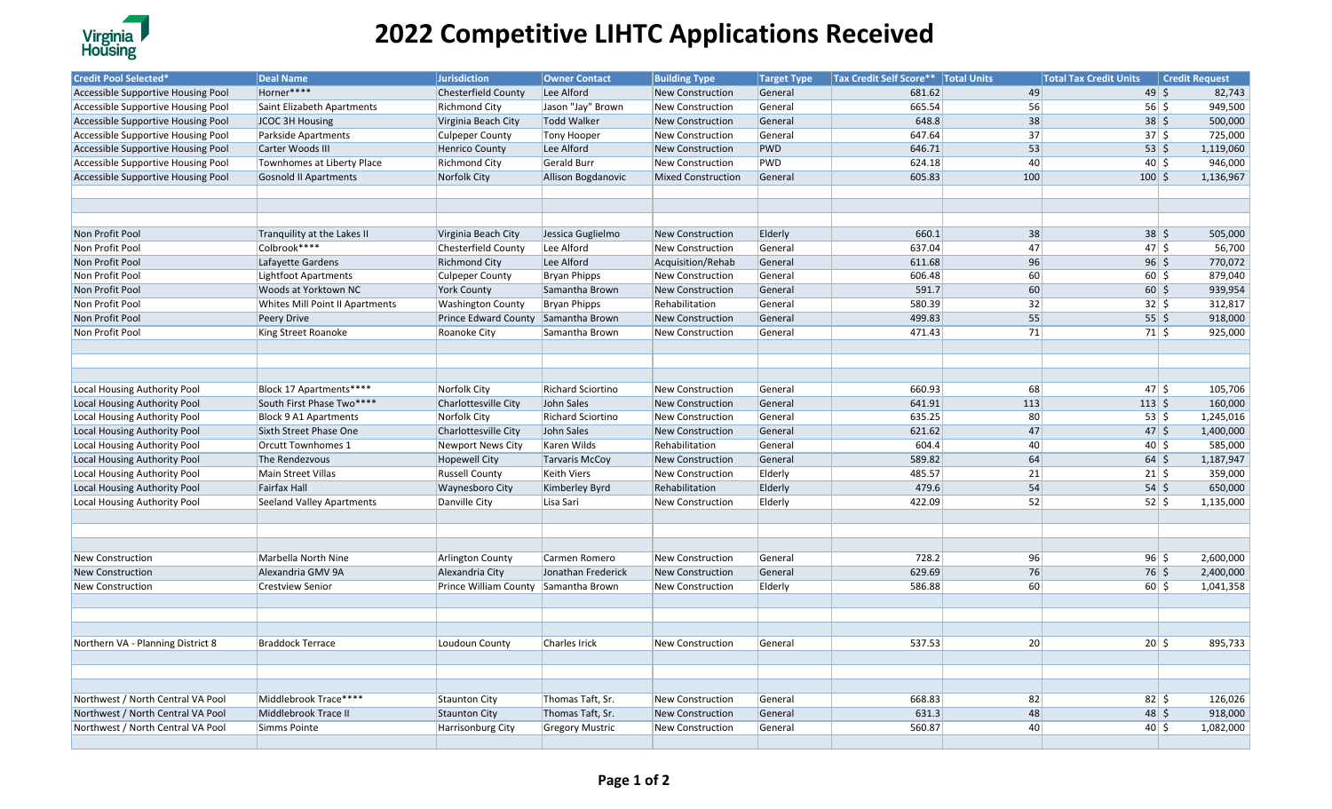# 2022 Competitive LIHTC Applications Received

| Credit Pool Selected* | Deal Name | Jurisdiction | Owner Contact | Building Type | Target Type | Tax Credit Self Score** | Total Units | Total Tax Credit Units | Credit Request |
|---|---|---|---|---|---|---|---|---|---|
| Accessible Supportive Housing Pool | Horner**** | Chesterfield County | Lee Alford | New Construction | General | 681.62 | 49 | 49 | $ 82,743 |
| Accessible Supportive Housing Pool | Saint Elizabeth Apartments | Richmond City | Jason "Jay" Brown | New Construction | General | 665.54 | 56 | 56 | $ 949,500 |
| Accessible Supportive Housing Pool | JCOC 3H Housing | Virginia Beach City | Todd Walker | New Construction | General | 648.8 | 38 | 38 | $ 500,000 |
| Accessible Supportive Housing Pool | Parkside Apartments | Culpeper County | Tony Hooper | New Construction | General | 647.64 | 37 | 37 | $ 725,000 |
| Accessible Supportive Housing Pool | Carter Woods III | Henrico County | Lee Alford | New Construction | PWD | 646.71 | 53 | 53 | $ 1,119,060 |
| Accessible Supportive Housing Pool | Townhomes at Liberty Place | Richmond City | Gerald Burr | New Construction | PWD | 624.18 | 40 | 40 | $ 946,000 |
| Accessible Supportive Housing Pool | Gosnold II Apartments | Norfolk City | Allison Bogdanovic | Mixed Construction | General | 605.83 | 100 | 100 | $ 1,136,967 |
| | | | | | | | | | |
| | | | | | | | | | |
| | | | | | | | | | |
| Non Profit Pool | Tranquility at the Lakes II | Virginia Beach City | Jessica Guglielmo | New Construction | Elderly | 660.1 | 38 | 38 | $ 505,000 |
| Non Profit Pool | Colbrook**** | Chesterfield County | Lee Alford | New Construction | General | 637.04 | 47 | 47 | $ 56,700 |
| Non Profit Pool | Lafayette Gardens | Richmond City | Lee Alford | Acquisition/Rehab | General | 611.68 | 96 | 96 | $ 770,072 |
| Non Profit Pool | Lightfoot Apartments | Culpeper County | Bryan Phipps | New Construction | General | 606.48 | 60 | 60 | $ 879,040 |
| Non Profit Pool | Woods at Yorktown NC | York County | Samantha Brown | New Construction | General | 591.7 | 60 | 60 | $ 939,954 |
| Non Profit Pool | Whites Mill Point II Apartments | Washington County | Bryan Phipps | Rehabilitation | General | 580.39 | 32 | 32 | $ 312,817 |
| Non Profit Pool | Peery Drive | Prince Edward County | Samantha Brown | New Construction | General | 499.83 | 55 | 55 | $ 918,000 |
| Non Profit Pool | King Street Roanoke | Roanoke City | Samantha Brown | New Construction | General | 471.43 | 71 | 71 | $ 925,000 |
| | | | | | | | | | |
| | | | | | | | | | |
| | | | | | | | | | |
| Local Housing Authority Pool | Block 17 Apartments**** | Norfolk City | Richard Sciortino | New Construction | General | 660.93 | 68 | 47 | $ 105,706 |
| Local Housing Authority Pool | South First Phase Two**** | Charlottesville City | John Sales | New Construction | General | 641.91 | 113 | 113 | $ 160,000 |
| Local Housing Authority Pool | Block 9 A1 Apartments | Norfolk City | Richard Sciortino | New Construction | General | 635.25 | 80 | 53 | $ 1,245,016 |
| Local Housing Authority Pool | Sixth Street Phase One | Charlottesville City | John Sales | New Construction | General | 621.62 | 47 | 47 | $ 1,400,000 |
| Local Housing Authority Pool | Orcutt Townhomes 1 | Newport News City | Karen Wilds | Rehabilitation | General | 604.4 | 40 | 40 | $ 585,000 |
| Local Housing Authority Pool | The Rendezvous | Hopewell City | Tarvaris McCoy | New Construction | General | 589.82 | 64 | 64 | $ 1,187,947 |
| Local Housing Authority Pool | Main Street Villas | Russell County | Keith Viers | New Construction | Elderly | 485.57 | 21 | 21 | $ 359,000 |
| Local Housing Authority Pool | Fairfax Hall | Waynesboro City | Kimberley Byrd | Rehabilitation | Elderly | 479.6 | 54 | 54 | $ 650,000 |
| Local Housing Authority Pool | Seeland Valley Apartments | Danville City | Lisa Sari | New Construction | Elderly | 422.09 | 52 | 52 | $ 1,135,000 |
| | | | | | | | | | |
| | | | | | | | | | |
| | | | | | | | | | |
| New Construction | Marbella North Nine | Arlington County | Carmen Romero | New Construction | General | 728.2 | 96 | 96 | $ 2,600,000 |
| New Construction | Alexandria GMV 9A | Alexandria City | Jonathan Frederick | New Construction | General | 629.69 | 76 | 76 | $ 2,400,000 |
| New Construction | Crestview Senior | Prince William County | Samantha Brown | New Construction | Elderly | 586.88 | 60 | 60 | $ 1,041,358 |
| | | | | | | | | | |
| | | | | | | | | | |
| | | | | | | | | | |
| Northern VA - Planning District 8 | Braddock Terrace | Loudoun County | Charles Irick | New Construction | General | 537.53 | 20 | 20 | $ 895,733 |
| | | | | | | | | | |
| | | | | | | | | | |
| | | | | | | | | | |
| Northwest / North Central VA Pool | Middlebrook Trace**** | Staunton City | Thomas Taft, Sr. | New Construction | General | 668.83 | 82 | 82 | $ 126,026 |
| Northwest / North Central VA Pool | Middlebrook Trace II | Staunton City | Thomas Taft, Sr. | New Construction | General | 631.3 | 48 | 48 | $ 918,000 |
| Northwest / North Central VA Pool | Simms Pointe | Harrisonburg City | Gregory Mustric | New Construction | General | 560.87 | 40 | 40 | $ 1,082,000 |
| | | | | | | | | | |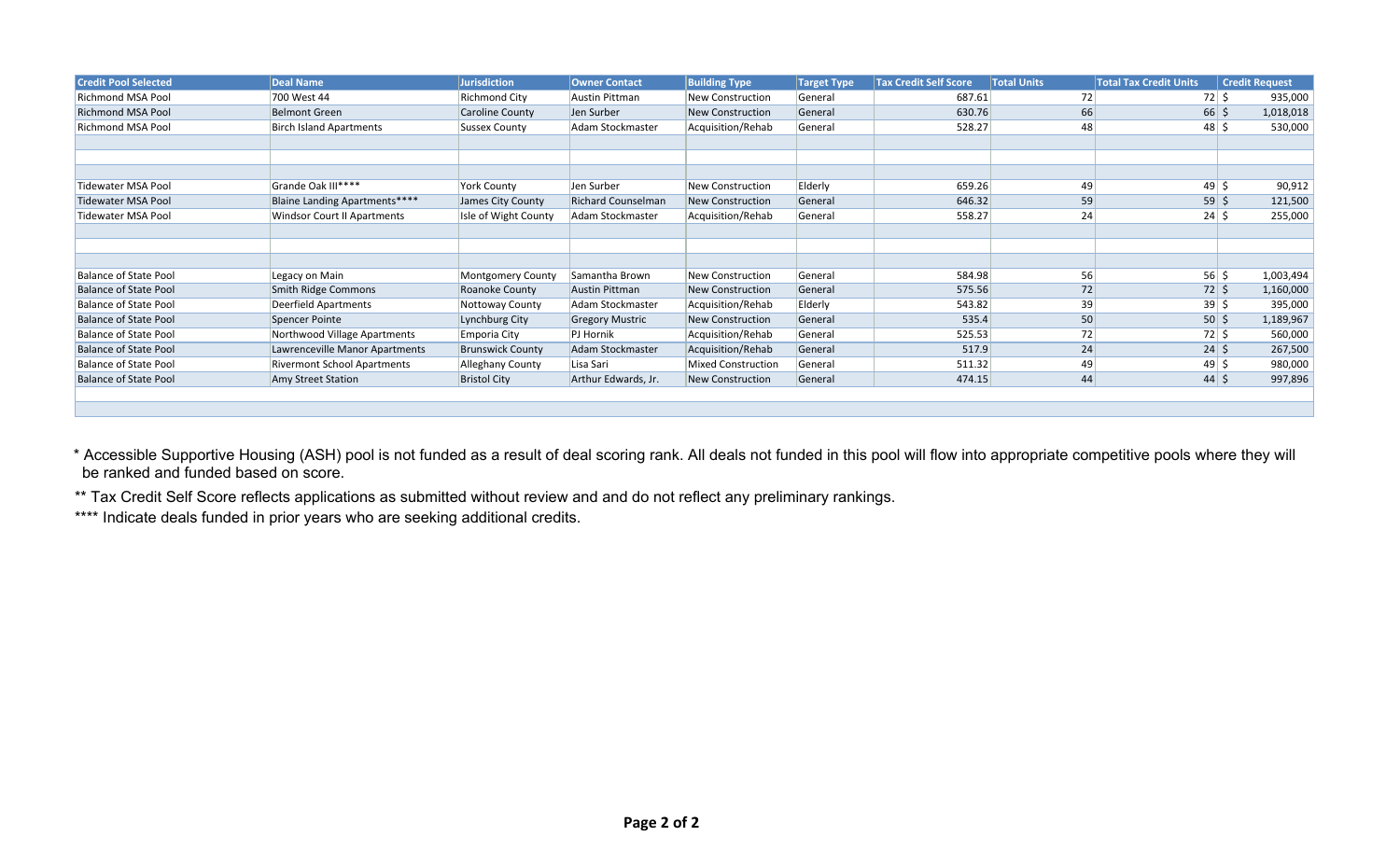| Credit Pool Selected | Deal Name | Jurisdiction | Owner Contact | Building Type | Target Type | Tax Credit Self Score | Total Units | Total Tax Credit Units | Credit Request |
|---|---|---|---|---|---|---|---|---|---|
| Richmond MSA Pool | 700 West 44 | Richmond City | Austin Pittman | New Construction | General | 687.61 | 72 | 72 | $ 935,000 |
| Richmond MSA Pool | Belmont Green | Caroline County | Jen Surber | New Construction | General | 630.76 | 66 | 66 | $ 1,018,018 |
| Richmond MSA Pool | Birch Island Apartments | Sussex County | Adam Stockmaster | Acquisition/Rehab | General | 528.27 | 48 | 48 | $ 530,000 |
| | | | | | | | | | |
| | | | | | | | | | |
| | | | | | | | | | |
| Tidewater MSA Pool | Grande Oak III**** | York County | Jen Surber | New Construction | Elderly | 659.26 | 49 | 49 | $ 90,912 |
| Tidewater MSA Pool | Blaine Landing Apartments**** | James City County | Richard Counselman | New Construction | General | 646.32 | 59 | 59 | $ 121,500 |
| Tidewater MSA Pool | Windsor Court II Apartments | Isle of Wight County | Adam Stockmaster | Acquisition/Rehab | General | 558.27 | 24 | 24 | $ 255,000 |
| | | | | | | | | | |
| | | | | | | | | | |
| | | | | | | | | | |
| Balance of State Pool | Legacy on Main | Montgomery County | Samantha Brown | New Construction | General | 584.98 | 56 | 56 | $ 1,003,494 |
| Balance of State Pool | Smith Ridge Commons | Roanoke County | Austin Pittman | New Construction | General | 575.56 | 72 | 72 | $ 1,160,000 |
| Balance of State Pool | Deerfield Apartments | Nottoway County | Adam Stockmaster | Acquisition/Rehab | Elderly | 543.82 | 39 | 39 | $ 395,000 |
| Balance of State Pool | Spencer Pointe | Lynchburg City | Gregory Mustric | New Construction | General | 535.4 | 50 | 50 | $ 1,189,967 |
| Balance of State Pool | Northwood Village Apartments | Emporia City | PJ Hornik | Acquisition/Rehab | General | 525.53 | 72 | 72 | $ 560,000 |
| Balance of State Pool | Lawrenceville Manor Apartments | Brunswick County | Adam Stockmaster | Acquisition/Rehab | General | 517.9 | 24 | 24 | $ 267,500 |
| Balance of State Pool | Rivermont School Apartments | Alleghany County | Lisa Sari | Mixed Construction | General | 511.32 | 49 | 49 | $ 980,000 |
| Balance of State Pool | Amy Street Station | Bristol City | Arthur Edwards, Jr. | New Construction | General | 474.15 | 44 | 44 | $ 997,896 |
| | | | | | | | | | |
| | | | | | | | | | |

* Accessible Supportive Housing (ASH) pool is not funded as a result of deal scoring rank. All deals not funded in this pool will flow into appropriate competitive pools where they will be ranked and funded based on score.

** Tax Credit Self Score reflects applications as submitted without review and and do not reflect any preliminary rankings.

**** Indicate deals funded in prior years who are seeking additional credits.